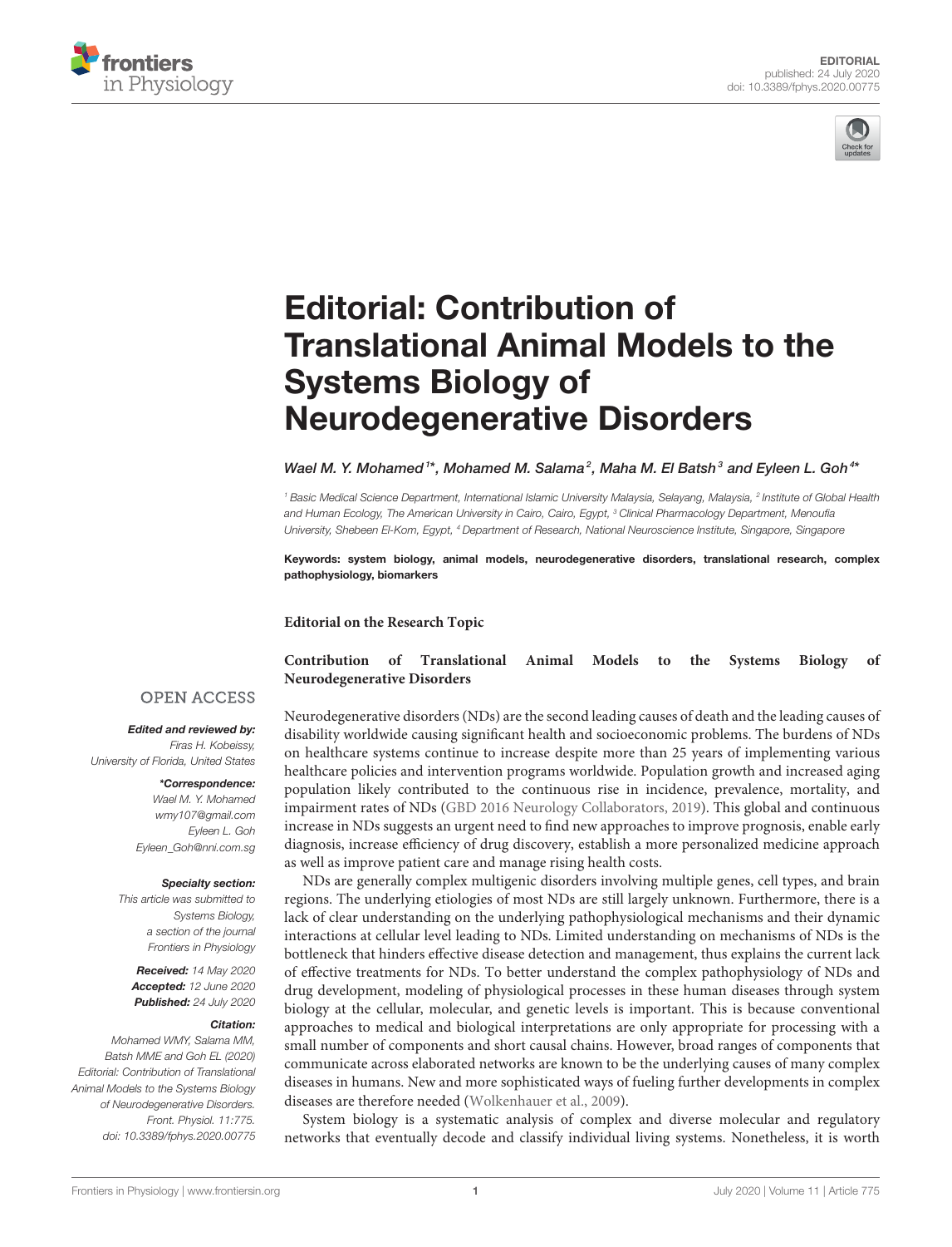EDITORIAL
published: 24 July 2020
doi: 10.3389/fphys.2020.00775

# Editorial: Contribution of Translational Animal Models to the Systems Biology of Neurodegenerative Disorders

*Wael M. Y. Mohamed[1*], Mohamed M. Salama[2], Maha M. El Batsh[3] and Eyleen L. Goh[4*]*

[1] Basic Medical Science Department, International Islamic University Malaysia, Selayang, Malaysia, [2] Institute of Global Health and Human Ecology, The American University in Cairo, Cairo, Egypt, [3] Clinical Pharmacology Department, Menoufia University, Shebeen El-Kom, Egypt, [4] Department of Research, National Neuroscience Institute, Singapore, Singapore

**Keywords: system biology, animal models, neurodegenerative disorders, translational research, complex pathophysiology, biomarkers**

**Editorial on the Research Topic**

**Contribution of Translational Animal Models to the Systems Biology of Neurodegenerative Disorders**

OPEN ACCESS

***Edited and reviewed by:***
*Firas H. Kobeissy,*
*University of Florida, United States*

***\*Correspondence:***
*Wael M. Y. Mohamed*
*wmy107@gmail.com*
*Eyleen L. Goh*
*Eyleen_Goh@nni.com.sg*

***Specialty section:***
*This article was submitted to Systems Biology, a section of the journal Frontiers in Physiology*

***Received:*** *14 May 2020*
***Accepted:*** *12 June 2020*
***Published:*** *24 July 2020*

***Citation:***
*Mohamed WMY, Salama MM, Batsh MME and Goh EL (2020) Editorial: Contribution of Translational Animal Models to the Systems Biology of Neurodegenerative Disorders. Front. Physiol. 11:775. doi: 10.3389/fphys.2020.00775*

Neurodegenerative disorders (NDs) are the second leading causes of death and the leading causes of disability worldwide causing significant health and socioeconomic problems. The burdens of NDs on healthcare systems continue to increase despite more than 25 years of implementing various healthcare policies and intervention programs worldwide. Population growth and increased aging population likely contributed to the continuous rise in incidence, prevalence, mortality, and impairment rates of NDs (GBD 2016 Neurology Collaborators, 2019). This global and continuous increase in NDs suggests an urgent need to find new approaches to improve prognosis, enable early diagnosis, increase efficiency of drug discovery, establish a more personalized medicine approach as well as improve patient care and manage rising health costs.

NDs are generally complex multigenic disorders involving multiple genes, cell types, and brain regions. The underlying etiologies of most NDs are still largely unknown. Furthermore, there is a lack of clear understanding on the underlying pathophysiological mechanisms and their dynamic interactions at cellular level leading to NDs. Limited understanding on mechanisms of NDs is the bottleneck that hinders effective disease detection and management, thus explains the current lack of effective treatments for NDs. To better understand the complex pathophysiology of NDs and drug development, modeling of physiological processes in these human diseases through system biology at the cellular, molecular, and genetic levels is important. This is because conventional approaches to medical and biological interpretations are only appropriate for processing with a small number of components and short causal chains. However, broad ranges of components that communicate across elaborated networks are known to be the underlying causes of many complex diseases in humans. New and more sophisticated ways of fueling further developments in complex diseases are therefore needed (Wolkenhauer et al., 2009).

System biology is a systematic analysis of complex and diverse molecular and regulatory networks that eventually decode and classify individual living systems. Nonetheless, it is worth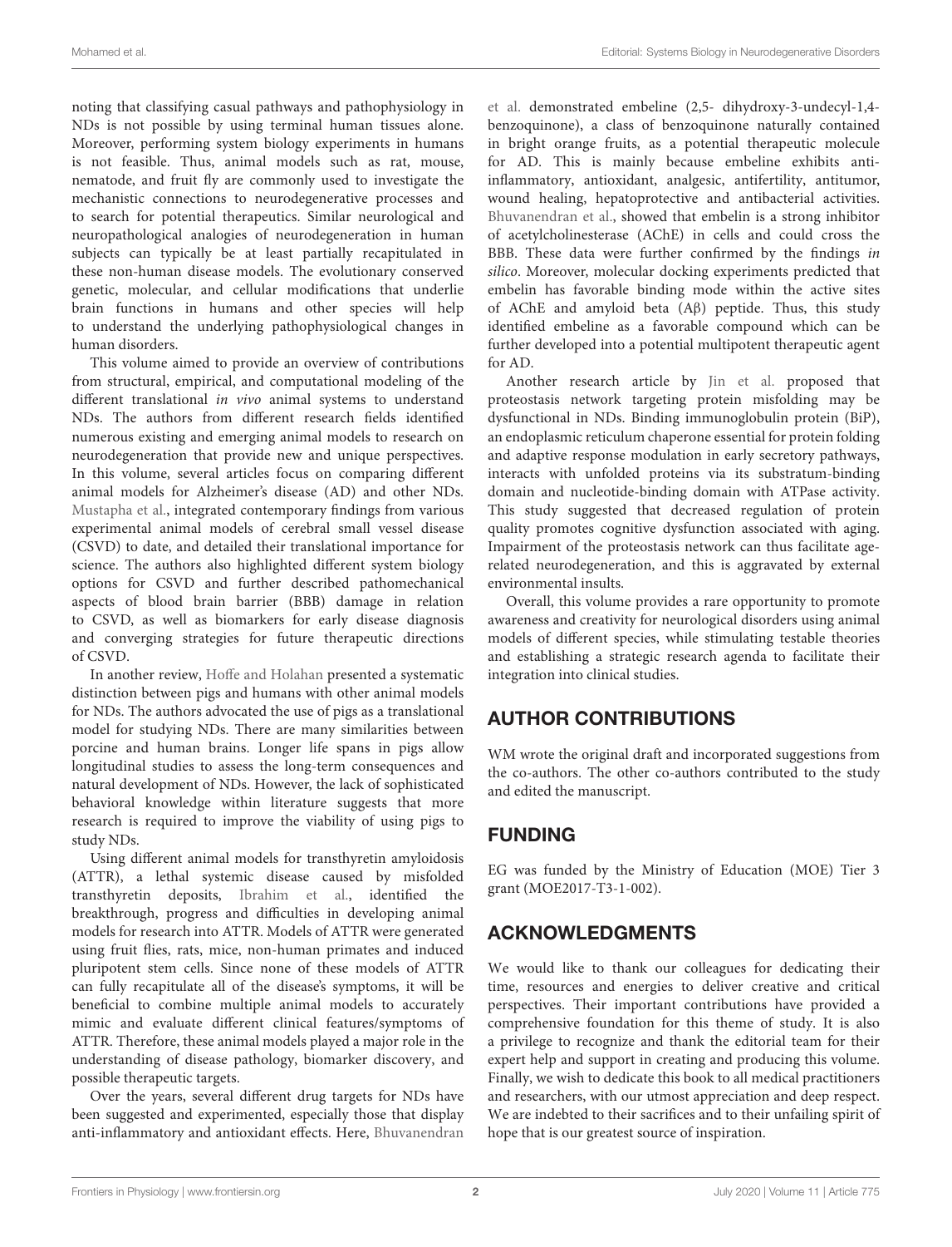noting that classifying casual pathways and pathophysiology in NDs is not possible by using terminal human tissues alone. Moreover, performing system biology experiments in humans is not feasible. Thus, animal models such as rat, mouse, nematode, and fruit fly are commonly used to investigate the mechanistic connections to neurodegenerative processes and to search for potential therapeutics. Similar neurological and neuropathological analogies of neurodegeneration in human subjects can typically be at least partially recapitulated in these non-human disease models. The evolutionary conserved genetic, molecular, and cellular modifications that underlie brain functions in humans and other species will help to understand the underlying pathophysiological changes in human disorders.

This volume aimed to provide an overview of contributions from structural, empirical, and computational modeling of the different translational *in vivo* animal systems to understand NDs. The authors from different research fields identified numerous existing and emerging animal models to research on neurodegeneration that provide new and unique perspectives. In this volume, several articles focus on comparing different animal models for Alzheimer's disease (AD) and other NDs. Mustapha et al., integrated contemporary findings from various experimental animal models of cerebral small vessel disease (CSVD) to date, and detailed their translational importance for science. The authors also highlighted different system biology options for CSVD and further described pathomechanical aspects of blood brain barrier (BBB) damage in relation to CSVD, as well as biomarkers for early disease diagnosis and converging strategies for future therapeutic directions of CSVD.

In another review, Hoffe and Holahan presented a systematic distinction between pigs and humans with other animal models for NDs. The authors advocated the use of pigs as a translational model for studying NDs. There are many similarities between porcine and human brains. Longer life spans in pigs allow longitudinal studies to assess the long-term consequences and natural development of NDs. However, the lack of sophisticated behavioral knowledge within literature suggests that more research is required to improve the viability of using pigs to study NDs.

Using different animal models for transthyretin amyloidosis (ATTR), a lethal systemic disease caused by misfolded transthyretin deposits, Ibrahim et al., identified the breakthrough, progress and difficulties in developing animal models for research into ATTR. Models of ATTR were generated using fruit flies, rats, mice, non-human primates and induced pluripotent stem cells. Since none of these models of ATTR can fully recapitulate all of the disease's symptoms, it will be beneficial to combine multiple animal models to accurately mimic and evaluate different clinical features/symptoms of ATTR. Therefore, these animal models played a major role in the understanding of disease pathology, biomarker discovery, and possible therapeutic targets.

Over the years, several different drug targets for NDs have been suggested and experimented, especially those that display anti-inflammatory and antioxidant effects. Here, Bhuvanendran et al. demonstrated embeline (2,5- dihydroxy-3-undecyl-1,4-benzoquinone), a class of benzoquinone naturally contained in bright orange fruits, as a potential therapeutic molecule for AD. This is mainly because embeline exhibits anti-inflammatory, antioxidant, analgesic, antifertility, antitumor, wound healing, hepatoprotective and antibacterial activities. Bhuvanendran et al., showed that embelin is a strong inhibitor of acetylcholinesterase (AChE) in cells and could cross the BBB. These data were further confirmed by the findings *in silico*. Moreover, molecular docking experiments predicted that embelin has favorable binding mode within the active sites of AChE and amyloid beta (Aβ) peptide. Thus, this study identified embeline as a favorable compound which can be further developed into a potential multipotent therapeutic agent for AD.

Another research article by Jin et al. proposed that proteostasis network targeting protein misfolding may be dysfunctional in NDs. Binding immunoglobulin protein (BiP), an endoplasmic reticulum chaperone essential for protein folding and adaptive response modulation in early secretory pathways, interacts with unfolded proteins via its substratum-binding domain and nucleotide-binding domain with ATPase activity. This study suggested that decreased regulation of protein quality promotes cognitive dysfunction associated with aging. Impairment of the proteostasis network can thus facilitate age-related neurodegeneration, and this is aggravated by external environmental insults.

Overall, this volume provides a rare opportunity to promote awareness and creativity for neurological disorders using animal models of different species, while stimulating testable theories and establishing a strategic research agenda to facilitate their integration into clinical studies.

## AUTHOR CONTRIBUTIONS

WM wrote the original draft and incorporated suggestions from the co-authors. The other co-authors contributed to the study and edited the manuscript.

## FUNDING

EG was funded by the Ministry of Education (MOE) Tier 3 grant (MOE2017-T3-1-002).

## ACKNOWLEDGMENTS

We would like to thank our colleagues for dedicating their time, resources and energies to deliver creative and critical perspectives. Their important contributions have provided a comprehensive foundation for this theme of study. It is also a privilege to recognize and thank the editorial team for their expert help and support in creating and producing this volume. Finally, we wish to dedicate this book to all medical practitioners and researchers, with our utmost appreciation and deep respect. We are indebted to their sacrifices and to their unfailing spirit of hope that is our greatest source of inspiration.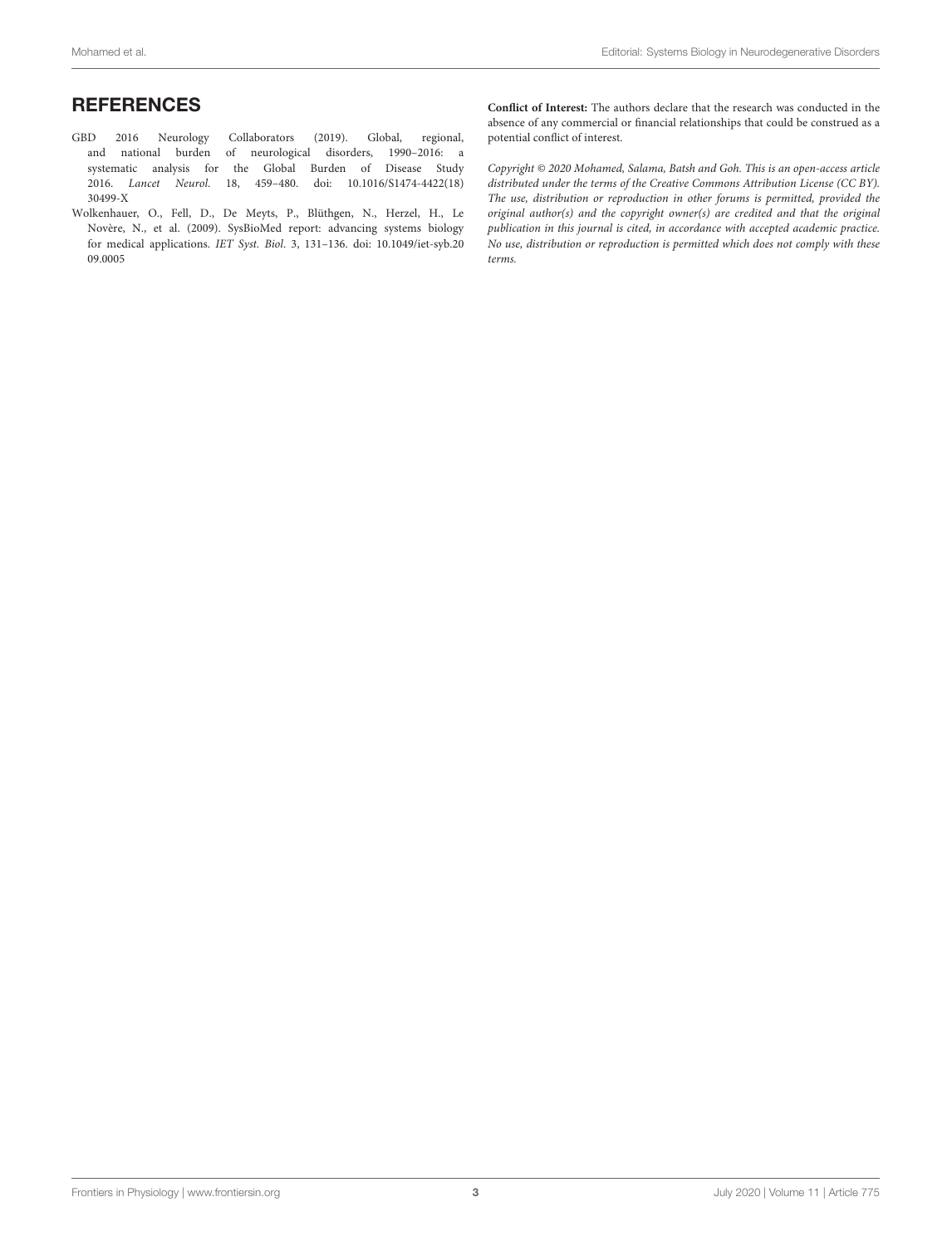## REFERENCES

GBD 2016 Neurology Collaborators (2019). Global, regional, and national burden of neurological disorders, 1990–2016: a systematic analysis for the Global Burden of Disease Study 2016. *Lancet Neurol.* 18, 459–480. doi: 10.1016/S1474-4422(18)30499-X

Wolkenhauer, O., Fell, D., De Meyts, P., Blüthgen, N., Herzel, H., Le Novère, N., et al. (2009). SysBioMed report: advancing systems biology for medical applications. *IET Syst. Biol.* 3, 131–136. doi: 10.1049/iet-syb.2009.0005

**Conflict of Interest:** The authors declare that the research was conducted in the absence of any commercial or financial relationships that could be construed as a potential conflict of interest.

*Copyright © 2020 Mohamed, Salama, Batsh and Goh. This is an open-access article distributed under the terms of the Creative Commons Attribution License (CC BY). The use, distribution or reproduction in other forums is permitted, provided the original author(s) and the copyright owner(s) are credited and that the original publication in this journal is cited, in accordance with accepted academic practice. No use, distribution or reproduction is permitted which does not comply with these terms.*